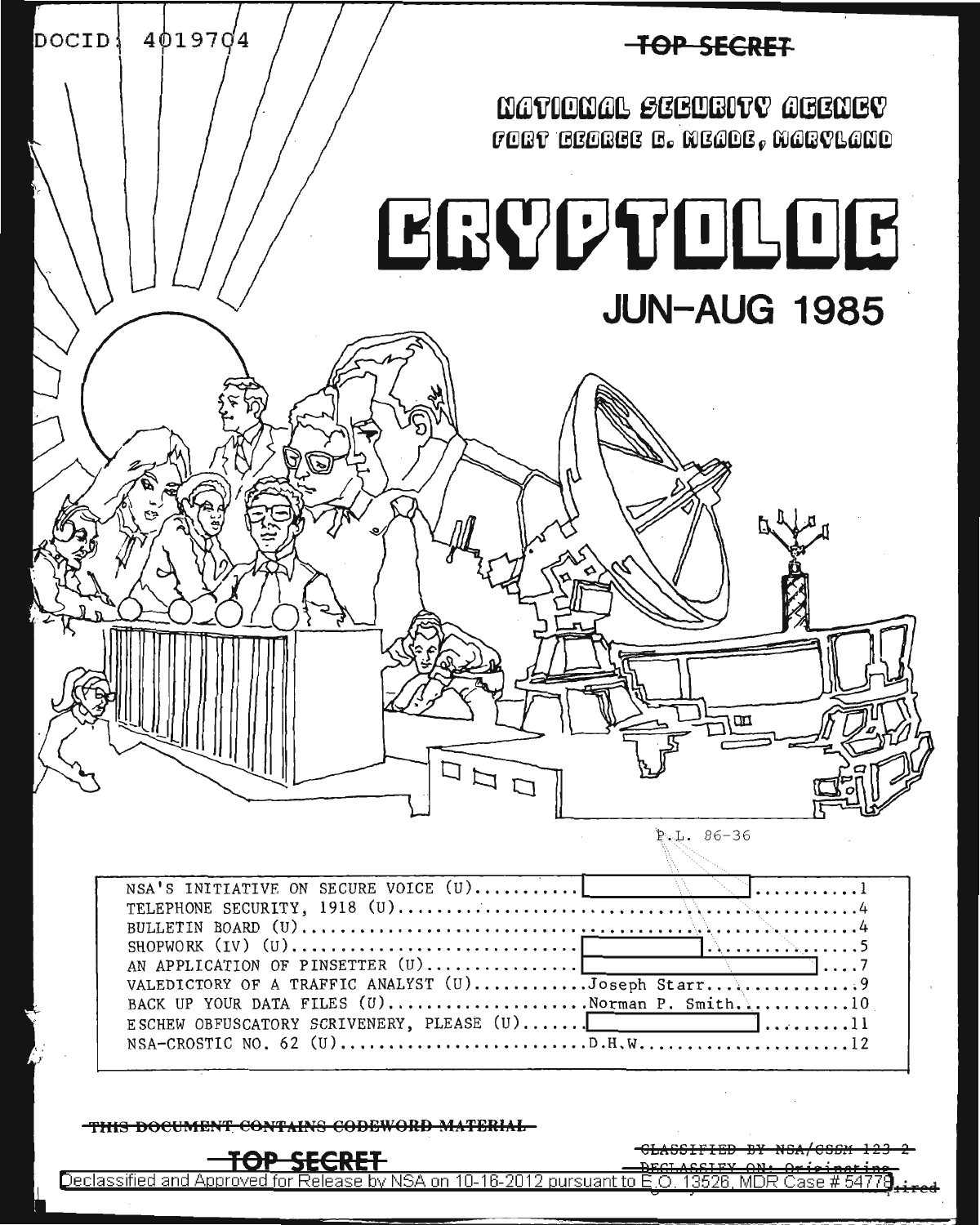DOCID: 4019704

~~TOP SECRET~~

NATIONAL SECURITY AGENCY
FORT GEORGE G. MEADE, MARYLAND

# CRYPTOLOG

## JUN-AUG 1985

P.L. 86-36

| | | |
|---|---|---|
| NSA'S INITIATIVE ON SECURE VOICE (U) | [redacted] | 1 |
| TELEPHONE SECURITY, 1918 (U) | | 4 |
| BULLETIN BOARD (U) | | 4 |
| SHOPWORK (IV) (U) | [redacted] | 5 |
| AN APPLICATION OF PINSETTER (U) | [redacted] | 7 |
| VALEDICTORY OF A TRAFFIC ANALYST (U) | Joseph Starr | 9 |
| BACK UP YOUR DATA FILES (U) | Norman P. Smith | 10 |
| ESCHEW OBFUSCATORY SCRIVENERY, PLEASE (U) | [redacted] | 11 |
| NSA-CROSTIC NO. 62 (U) | D.H.W. | 12 |

~~THIS DOCUMENT CONTAINS CODEWORD MATERIAL~~

~~TOP SECRET~~

~~CLASSIFIED BY NSA/CSSM 123-2~~
~~DECLASSIFY ON: Originating Agency's Determination Required~~

Declassified and Approved for Release by NSA on 10-16-2012 pursuant to E.O. 13526, MDR Case # 54778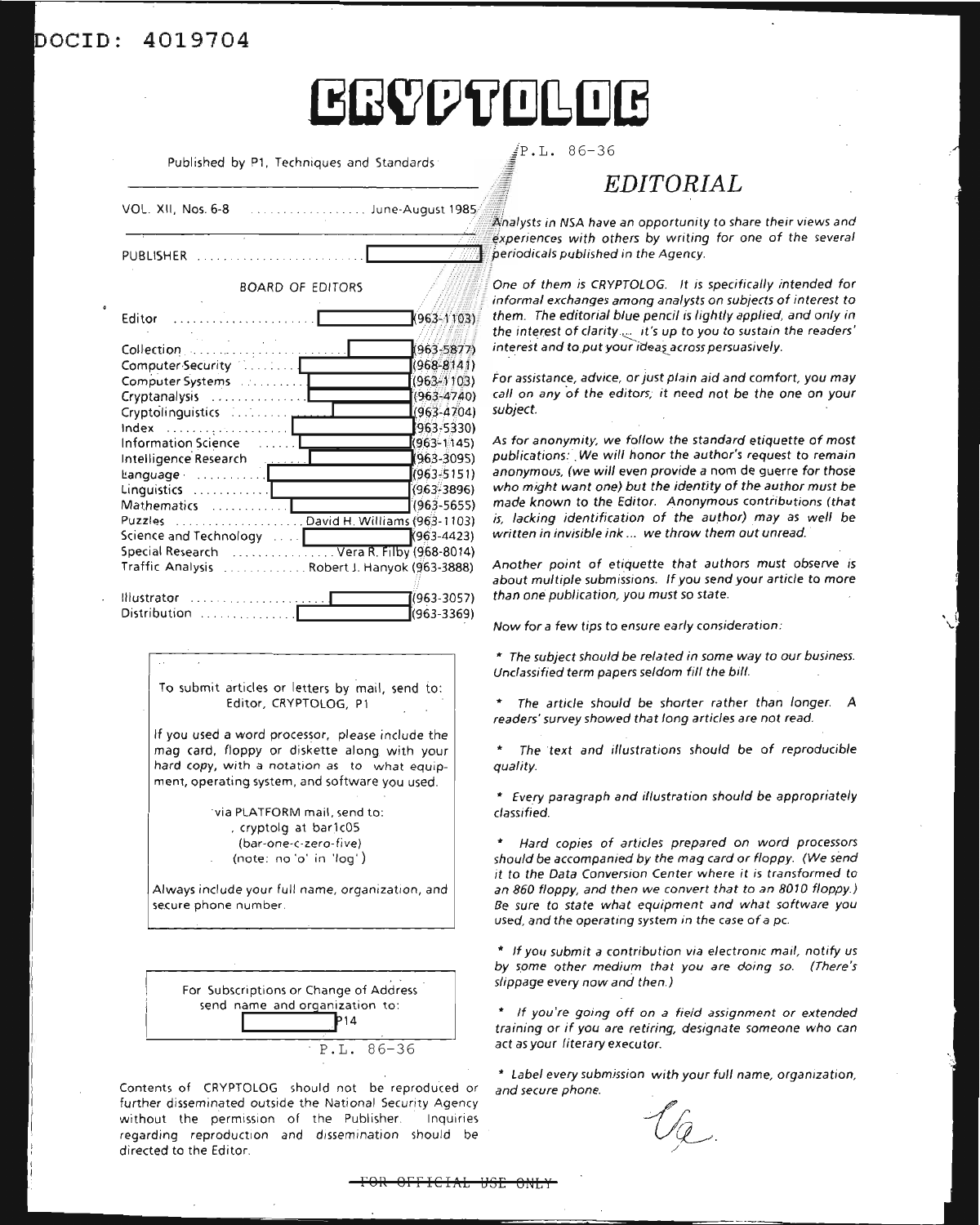DOCID: 4019704

# CRYPTOLOG

Published by P1, Techniques and Standards

VOL. XII, Nos. 6-8 .................. June-August 1985

PUBLISHER ..........................

BOARD OF EDITORS

Editor ...................... (963-1103)

Collection ........................ (963-5877)
Computer Security ........ (968-8141)
Computer Systems ........ (963-1103)
Cryptanalysis .............. (963-4740)
Cryptolinguistics ........ (963-4704)
Index ................... (963-5330)
Information Science ...... (963-1145)
Intelligence Research ...... (963-3095)
Language ........... (963-5151)
Linguistics ............ (963-3896)
Mathematics ........... (963-5655)
Puzzles .................... David H. Williams (963-1103)
Science and Technology .... (963-4423)
Special Research ................ Vera R. Filby (968-8014)
Traffic Analysis ............. Robert J. Hanyok (963-3888)

Illustrator ..................... (963-3057)
Distribution .............. (963-3369)

To submit articles or letters by mail, send to:
Editor, CRYPTOLOG, P1

If you used a word processor, please include the mag card, floppy or diskette along with your hard copy, with a notation as to what equipment, operating system, and software you used.

via PLATFORM mail, send to:
cryptolg at bar1c05
(bar-one-c-zero-five)
(note: no 'o' in 'log')

Always include your full name, organization, and secure phone number.

For Subscriptions or Change of Address send name and organization to:
P14

P.L. 86-36

Contents of CRYPTOLOG should not be reproduced or further disseminated outside the National Security Agency without the permission of the Publisher. Inquiries regarding reproduction and dissemination should be directed to the Editor.

P.L. 86-36

## EDITORIAL

*Analysts in NSA have an opportunity to share their views and experiences with others by writing for one of the several periodicals published in the Agency.*

*One of them is CRYPTOLOG. It is specifically intended for informal exchanges among analysts on subjects of interest to them. The editorial blue pencil is lightly applied, and only in the interest of clarity... it's up to you to sustain the readers' interest and to put your ideas across persuasively.*

*For assistance, advice, or just plain aid and comfort, you may call on any of the editors; it need not be the one on your subject.*

*As for anonymity, we follow the standard etiquette of most publications: We will honor the author's request to remain anonymous, (we will even provide a nom de guerre for those who might want one) but the identity of the author must be made known to the Editor. Anonymous contributions (that is, lacking identification of the author) may as well be written in invisible ink ... we throw them out unread.*

*Another point of etiquette that authors must observe is about multiple submissions. If you send your article to more than one publication, you must so state.*

*Now for a few tips to ensure early consideration:*

* *The subject should be related in some way to our business. Unclassified term papers seldom fill the bill.*

* *The article should be shorter rather than longer. A readers' survey showed that long articles are not read.*

* *The text and illustrations should be of reproducible quality.*

* *Every paragraph and illustration should be appropriately classified.*

* *Hard copies of articles prepared on word processors should be accompanied by the mag card or floppy. (We send it to the Data Conversion Center where it is transformed to an 860 floppy, and then we convert that to an 8010 floppy.) Be sure to state what equipment and what software you used, and the operating system in the case of a pc.*

* *If you submit a contribution via electronic mail, notify us by some other medium that you are doing so. (There's slippage every now and then.)*

* *If you're going off on a field assignment or extended training or if you are retiring, designate someone who can act as your literary executor.*

* *Label every submission with your full name, organization, and secure phone.*

Va.

FOR OFFICIAL USE ONLY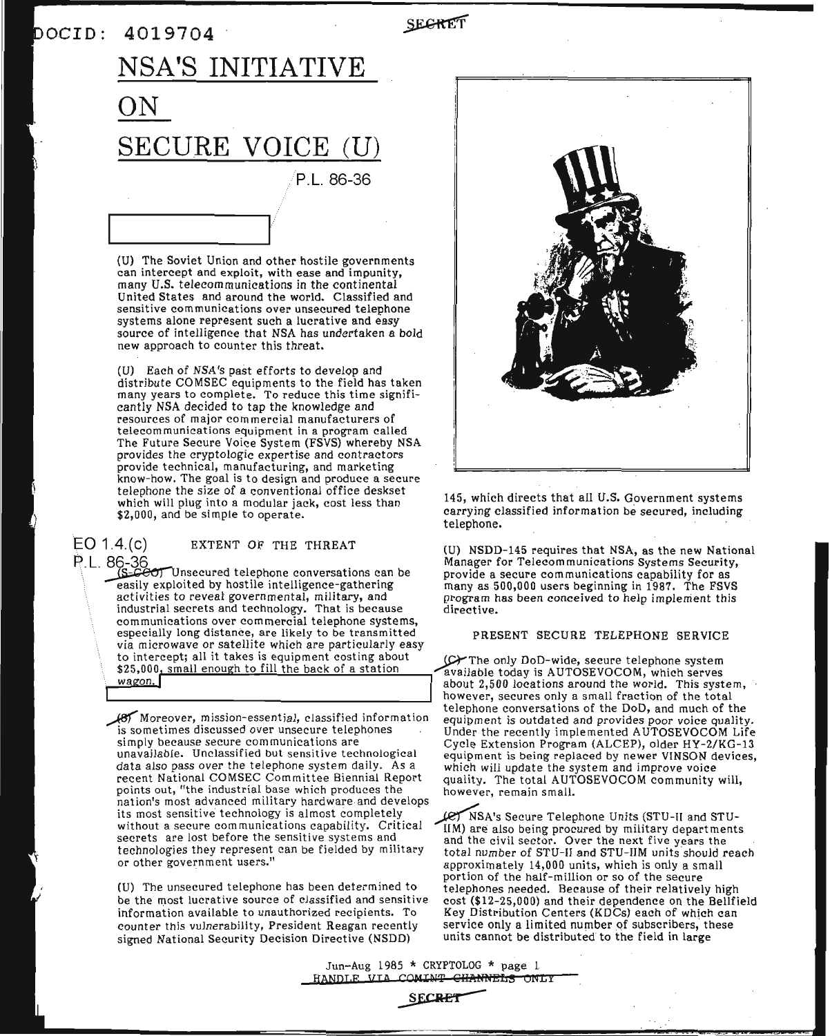# NSA'S INITIATIVE ON SECURE VOICE (U)

P.L. 86-36

(U) The Soviet Union and other hostile governments can intercept and exploit, with ease and impunity, many U.S. telecommunications in the continental United States and around the world. Classified and sensitive communications over unsecured telephone systems alone represent such a lucrative and easy source of intelligence that NSA has undertaken a bold new approach to counter this threat.

(U) Each of NSA's past efforts to develop and distribute COMSEC equipments to the field has taken many years to complete. To reduce this time significantly NSA decided to tap the knowledge and resources of major commercial manufacturers of telecommunications equipment in a program called The Future Secure Voice System (FSVS) whereby NSA provides the cryptologic expertise and contractors provide technical, manufacturing, and marketing know-how. The goal is to design and produce a secure telephone the size of a conventional office deskset which will plug into a modular jack, cost less than $2,000, and be simple to operate.

EO 1.4.(c)
P.L. 86-36

## EXTENT OF THE THREAT

(S-CCO) Unsecured telephone conversations can be easily exploited by hostile intelligence-gathering activities to reveal governmental, military, and industrial secrets and technology. That is because communications over commercial telephone systems, especially long distance, are likely to be transmitted via microwave or satellite which are particularly easy to intercept; all it takes is equipment costing about $25,000, small enough to fill the back of a station wagon.

(S) Moreover, mission-essential, classified information is sometimes discussed over unsecure telephones simply because secure communications are unavailable. Unclassified but sensitive technological data also pass over the telephone system daily. As a recent National COMSEC Committee Biennial Report points out, "the industrial base which produces the nation's most advanced military hardware and develops its most sensitive technology is almost completely without a secure communications capability. Critical secrets are lost before the sensitive systems and technologies they represent can be fielded by military or other government users."

(U) The unsecured telephone has been determined to be the most lucrative source of classified and sensitive information available to unauthorized recipients. To counter this vulnerability, President Reagan recently signed National Security Decision Directive (NSDD) 145, which directs that all U.S. Government systems carrying classified information be secured, including telephone.

(U) NSDD-145 requires that NSA, as the new National Manager for Telecommunications Systems Security, provide a secure communications capability for as many as 500,000 users beginning in 1987. The FSVS program has been conceived to help implement this directive.

## PRESENT SECURE TELEPHONE SERVICE

(C) The only DoD-wide, secure telephone system available today is AUTOSEVOCOM, which serves about 2,500 locations around the world. This system, however, secures only a small fraction of the total telephone conversations of the DoD, and much of the equipment is outdated and provides poor voice quality. Under the recently implemented AUTOSEVOCOM Life Cycle Extension Program (ALCEP), older HY-2/KG-13 equipment is being replaced by newer VINSON devices, which will update the system and improve voice quality. The total AUTOSEVOCOM community will, however, remain small.

(C) NSA's Secure Telephone Units (STU-II and STU-IIM) are also being procured by military departments and the civil sector. Over the next five years the total number of STU-II and STU-IIM units should reach approximately 14,000 units, which is only a small portion of the half-million or so of the secure telephones needed. Because of their relatively high cost ($12-25,000) and their dependence on the Bellfield Key Distribution Centers (KDCs) each of which can service only a limited number of subscribers, these units cannot be distributed to the field in large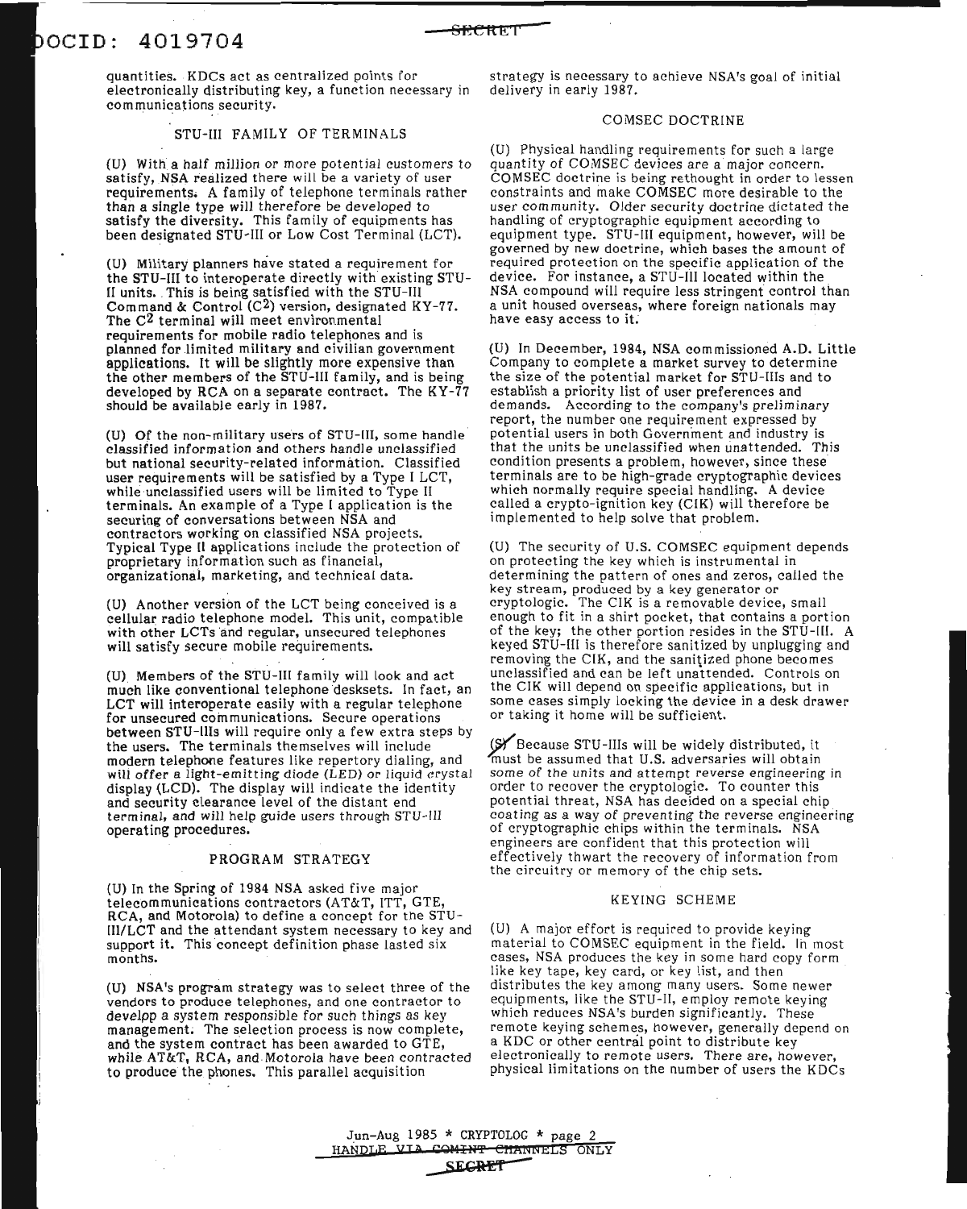quantities. KDCs act as centralized points for electronically distributing key, a function necessary in communications security.

## STU-III FAMILY OF TERMINALS

(U) With a half million or more potential customers to satisfy, NSA realized there will be a variety of user requirements. A family of telephone terminals rather than a single type will therefore be developed to satisfy the diversity. This family of equipments has been designated STU-III or Low Cost Terminal (LCT).

(U) Military planners have stated a requirement for the STU-III to interoperate directly with existing STU-II units. This is being satisfied with the STU-III Command & Control ($C^2$) version, designated KY-77. The $C^2$ terminal will meet environmental requirements for mobile radio telephones and is planned for limited military and civilian government applications. It will be slightly more expensive than the other members of the STU-III family, and is being developed by RCA on a separate contract. The KY-77 should be available early in 1987.

(U) Of the non-military users of STU-III, some handle classified information and others handle unclassified but national security-related information. Classified user requirements will be satisfied by a Type I LCT, while unclassified users will be limited to Type II terminals. An example of a Type I application is the securing of conversations between NSA and contractors working on classified NSA projects. Typical Type II applications include the protection of proprietary information such as financial, organizational, marketing, and technical data.

(U) Another version of the LCT being conceived is a cellular radio telephone model. This unit, compatible with other LCTs and regular, unsecured telephones will satisfy secure mobile requirements.

(U) Members of the STU-III family will look and act much like conventional telephone desksets. In fact, an LCT will interoperate easily with a regular telephone for unsecured communications. Secure operations between STU-IIIs will require only a few extra steps by the users. The terminals themselves will include modern telephone features like repertory dialing, and will offer a light-emitting diode (LED) or liquid crystal display (LCD). The display will indicate the identity and security clearance level of the distant end terminal, and will help guide users through STU-III operating procedures.

## PROGRAM STRATEGY

(U) In the Spring of 1984 NSA asked five major telecommunications contractors (AT&T, ITT, GTE, RCA, and Motorola) to define a concept for the STU-III/LCT and the attendant system necessary to key and support it. This concept definition phase lasted six months.

(U) NSA's program strategy was to select three of the vendors to produce telephones, and one contractor to develop a system responsible for such things as key management. The selection process is now complete, and the system contract has been awarded to GTE, while AT&T, RCA, and Motorola have been contracted to produce the phones. This parallel acquisition strategy is necessary to achieve NSA's goal of initial delivery in early 1987.

## COMSEC DOCTRINE

(U) Physical handling requirements for such a large quantity of COMSEC devices are a major concern. COMSEC doctrine is being rethought in order to lessen constraints and make COMSEC more desirable to the user community. Older security doctrine dictated the handling of cryptographic equipment according to equipment type. STU-III equipment, however, will be governed by new doctrine, which bases the amount of required protection on the specific application of the device. For instance, a STU-III located within the NSA compound will require less stringent control than a unit housed overseas, where foreign nationals may have easy access to it.

(U) In December, 1984, NSA commissioned A.D. Little Company to complete a market survey to determine the size of the potential market for STU-IIIs and to establish a priority list of user preferences and demands. According to the company's preliminary report, the number one requirement expressed by potential users in both Government and industry is that the units be unclassified when unattended. This condition presents a problem, however, since these terminals are to be high-grade cryptographic devices which normally require special handling. A device called a crypto-ignition key (CIK) will therefore be implemented to help solve that problem.

(U) The security of U.S. COMSEC equipment depends on protecting the key which is instrumental in determining the pattern of ones and zeros, called the key stream, produced by a key generator or cryptologic. The CIK is a removable device, small enough to fit in a shirt pocket, that contains a portion of the key; the other portion resides in the STU-III. A keyed STU-III is therefore sanitized by unplugging and removing the CIK, and the sanitized phone becomes unclassified and can be left unattended. Controls on the CIK will depend on specific applications, but in some cases simply locking the device in a desk drawer or taking it home will be sufficient.

(S) Because STU-IIIs will be widely distributed, it must be assumed that U.S. adversaries will obtain some of the units and attempt reverse engineering in order to recover the cryptologic. To counter this potential threat, NSA has decided on a special chip coating as a way of preventing the reverse engineering of cryptographic chips within the terminals. NSA engineers are confident that this protection will effectively thwart the recovery of information from the circuitry or memory of the chip sets.

## KEYING SCHEME

(U) A major effort is required to provide keying material to COMSEC equipment in the field. In most cases, NSA produces the key in some hard copy form like key tape, key card, or key list, and then distributes the key among many users. Some newer equipments, like the STU-II, employ remote keying which reduces NSA's burden significantly. These remote keying schemes, however, generally depend on a KDC or other central point to distribute key electronically to remote users. There are, however, physical limitations on the number of users the KDCs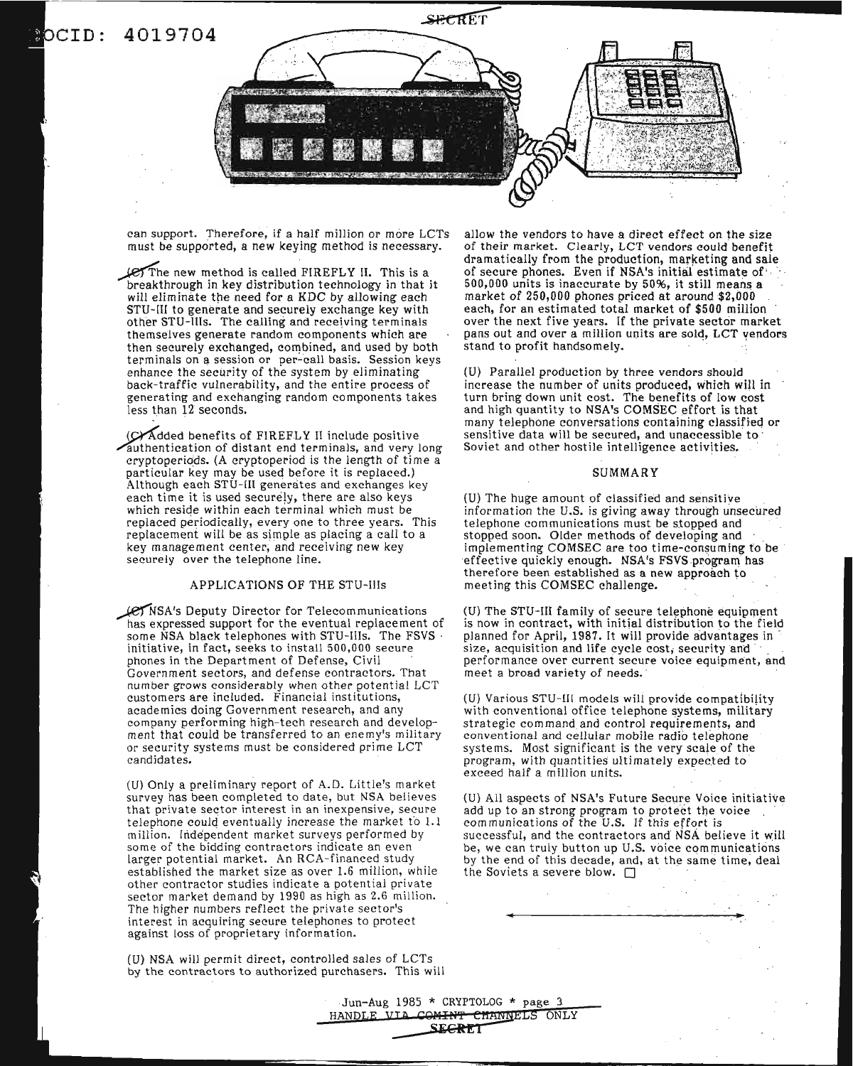can support. Therefore, if a half million or more LCTs must be supported, a new keying method is necessary.

(C) The new method is called FIREFLY II. This is a breakthrough in key distribution technology in that it will eliminate the need for a KDC by allowing each STU-III to generate and securely exchange key with other STU-IIIs. The calling and receiving terminals themselves generate random components which are then securely exchanged, combined, and used by both terminals on a session or per-call basis. Session keys enhance the security of the system by eliminating back-traffic vulnerability, and the entire process of generating and exchanging random components takes less than 12 seconds.

(C) Added benefits of FIREFLY II include positive authentication of distant end terminals, and very long cryptoperiods. (A cryptoperiod is the length of time a particular key may be used before it is replaced.) Although each STU-III generates and exchanges key each time it is used securely, there are also keys which reside within each terminal which must be replaced periodically, every one to three years. This replacement will be as simple as placing a call to a key management center, and receiving new key securely over the telephone line.

## APPLICATIONS OF THE STU-IIIs

(C) NSA's Deputy Director for Telecommunications has expressed support for the eventual replacement of some NSA black telephones with STU-IIIs. The FSVS initiative, in fact, seeks to install 500,000 secure phones in the Department of Defense, Civil Government sectors, and defense contractors. That number grows considerably when other potential LCT customers are included. Financial institutions, academics doing Government research, and any company performing high-tech research and development that could be transferred to an enemy's military or security systems must be considered prime LCT candidates.

(U) Only a preliminary report of A.D. Little's market survey has been completed to date, but NSA believes that private sector interest in an inexpensive, secure telephone could eventually increase the market to 1.1 million. Independent market surveys performed by some of the bidding contractors indicate an even larger potential market. An RCA-financed study established the market size as over 1.6 million, while other contractor studies indicate a potential private sector market demand by 1990 as high as 2.6 million. The higher numbers reflect the private sector's interest in acquiring secure telephones to protect against loss of proprietary information.

(U) NSA will permit direct, controlled sales of LCTs by the contractors to authorized purchasers. This will allow the vendors to have a direct effect on the size of their market. Clearly, LCT vendors could benefit dramatically from the production, marketing and sale of secure phones. Even if NSA's initial estimate of 500,000 units is inaccurate by 50%, it still means a market of 250,000 phones priced at around $2,000 each, for an estimated total market of $500 million over the next five years. If the private sector market pans out and over a million units are sold, LCT vendors stand to profit handsomely.

(U) Parallel production by three vendors should increase the number of units produced, which will in turn bring down unit cost. The benefits of low cost and high quantity to NSA's COMSEC effort is that many telephone conversations containing classified or sensitive data will be secured, and unaccessible to Soviet and other hostile intelligence activities.

## SUMMARY

(U) The huge amount of classified and sensitive information the U.S. is giving away through unsecured telephone communications must be stopped and stopped soon. Older methods of developing and implementing COMSEC are too time-consuming to be effective quickly enough. NSA's FSVS program has therefore been established as a new approach to meeting this COMSEC challenge.

(U) The STU-III family of secure telephone equipment is now in contract, with initial distribution to the field planned for April, 1987. It will provide advantages in size, acquisition and life cycle cost, security and performance over current secure voice equipment, and meet a broad variety of needs.

(U) Various STU-III models will provide compatibility with conventional office telephone systems, military strategic command and control requirements, and conventional and cellular mobile radio telephone systems. Most significant is the very scale of the program, with quantities ultimately expected to exceed half a million units.

(U) All aspects of NSA's Future Secure Voice initiative add up to an strong program to protect the voice communications of the U.S. If this effort is successful, and the contractors and NSA believe it will be, we can truly button up U.S. voice communications by the end of this decade, and, at the same time, deal the Soviets a severe blow. □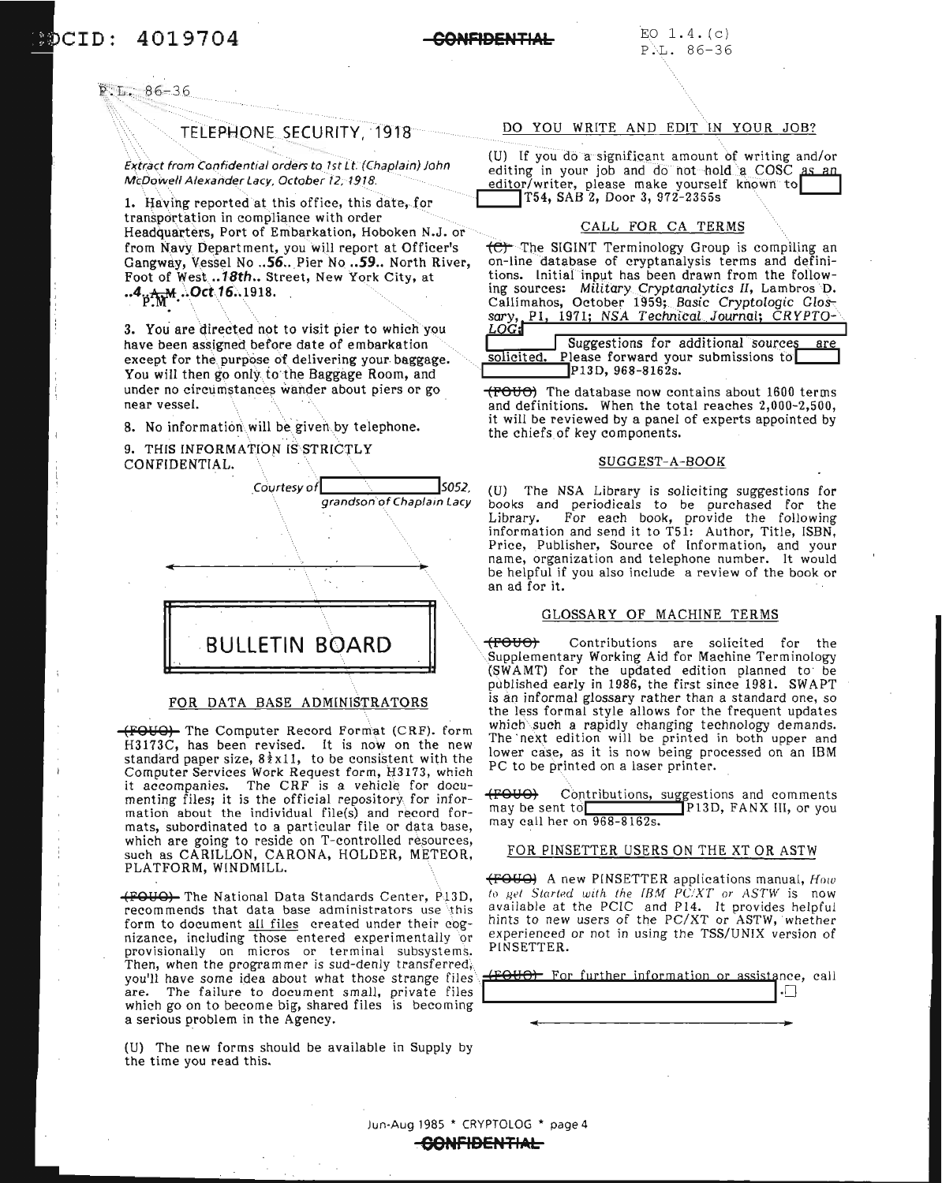P.L. 86-36

# TELEPHONE SECURITY, 1918

*Extract from Confidential orders to 1st Lt. (Chaplain) John McDowell Alexander Lacy, October 12, 1918.*

1. Having reported at this office, this date, for transportation in compliance with order Headquarters, Port of Embarkation, Hoboken N.J. or from Navy Department, you will report at Officer's Gangway, Vessel No ..***56***.. Pier No ..***59***.. North River, Foot of West ..***18th***.. Street, New York City, at ..***4*** P.M. ..***Oct 16***..1918.

3. You are directed not to visit pier to which you have been assigned before date of embarkation except for the purpose of delivering your baggage. You will then go only to the Baggage Room, and under no circumstances wander about piers or go near vessel.

8. No information will be given by telephone.

9. THIS INFORMATION IS STRICTLY CONFIDENTIAL.

*Courtesy of* [redacted] *S052, grandson of Chaplain Lacy*

# BULLETIN BOARD

## FOR DATA BASE ADMINISTRATORS

~~(FOUO)~~ The Computer Record Format (CRF). form H3173C, has been revised. It is now on the new standard paper size, 8½x11, to be consistent with the Computer Services Work Request form, H3173, which it accompanies. The CRF is a vehicle for documenting files; it is the official repository for information about the individual file(s) and record formats, subordinated to a particular file or data base, which are going to reside on T-controlled resources, such as CARILLON, CARONA, HOLDER, METEOR, PLATFORM, WINDMILL.

~~(FOUO)~~ The National Data Standards Center, P13D, recommends that data base administrators use this form to document all files created under their cognizance, including those entered experimentally or provisionally on micros or terminal subsystems. Then, when the programmer is sud-denly transferred, you'll have some idea about what those strange files are. The failure to document small, private files which go on to become big, shared files is becoming a serious problem in the Agency.

(U) The new forms should be available in Supply by the time you read this.

## DO YOU WRITE AND EDIT IN YOUR JOB?

(U) If you do a significant amount of writing and/or editing in your job and do not hold a COSC as an editor/writer, please make yourself known to [redacted] T54, SAB 2, Door 3, 972-2355s

## CALL FOR CA TERMS

~~(C)~~ The SIGINT Terminology Group is compiling an on-line database of cryptanalysis terms and definitions. Initial input has been drawn from the following sources: *Military Cryptanalytics II*, Lambros D. Callimahos, October 1959; *Basic Cryptologic Glossary*, P1, 1971; *NSA Technical Journal*; *CRYPTOLOG*; [redacted] Suggestions for additional sources are solicited. Please forward your submissions to [redacted] P13D, 968-8162s.

~~(FOUO)~~ The database now contains about 1600 terms and definitions. When the total reaches 2,000-2,500, it will be reviewed by a panel of experts appointed by the chiefs of key components.

## SUGGEST-A-BOOK

(U) The NSA Library is soliciting suggestions for books and periodicals to be purchased for the Library. For each book, provide the following information and send it to T51: Author, Title, ISBN, Price, Publisher, Source of Information, and your name, organization and telephone number. It would be helpful if you also include a review of the book or an ad for it.

## GLOSSARY OF MACHINE TERMS

~~(FOUO)~~ Contributions are solicited for the Supplementary Working Aid for Machine Terminology (SWAMT) for the updated edition planned to be published early in 1986, the first since 1981. SWAPT is an informal glossary rather than a standard one, so the less formal style allows for the frequent updates which such a rapidly changing technology demands. The next edition will be printed in both upper and lower case, as it is now being processed on an IBM PC to be printed on a laser printer.

~~(FOUO)~~ Contributions, suggestions and comments may be sent to [redacted] P13D, FANX III, or you may call her on 968-8162s.

## FOR PINSETTER USERS ON THE XT OR ASTW

~~(FOUO)~~ A new PINSETTER applications manual, *How to get Started with the IBM PC/XT or ASTW* is now available at the PCIC and P14. It provides helpful hints to new users of the PC/XT or ASTW, whether experienced or not in using the TSS/UNIX version of PINSETTER.

~~(FOUO)~~ For further information or assistance, call [redacted].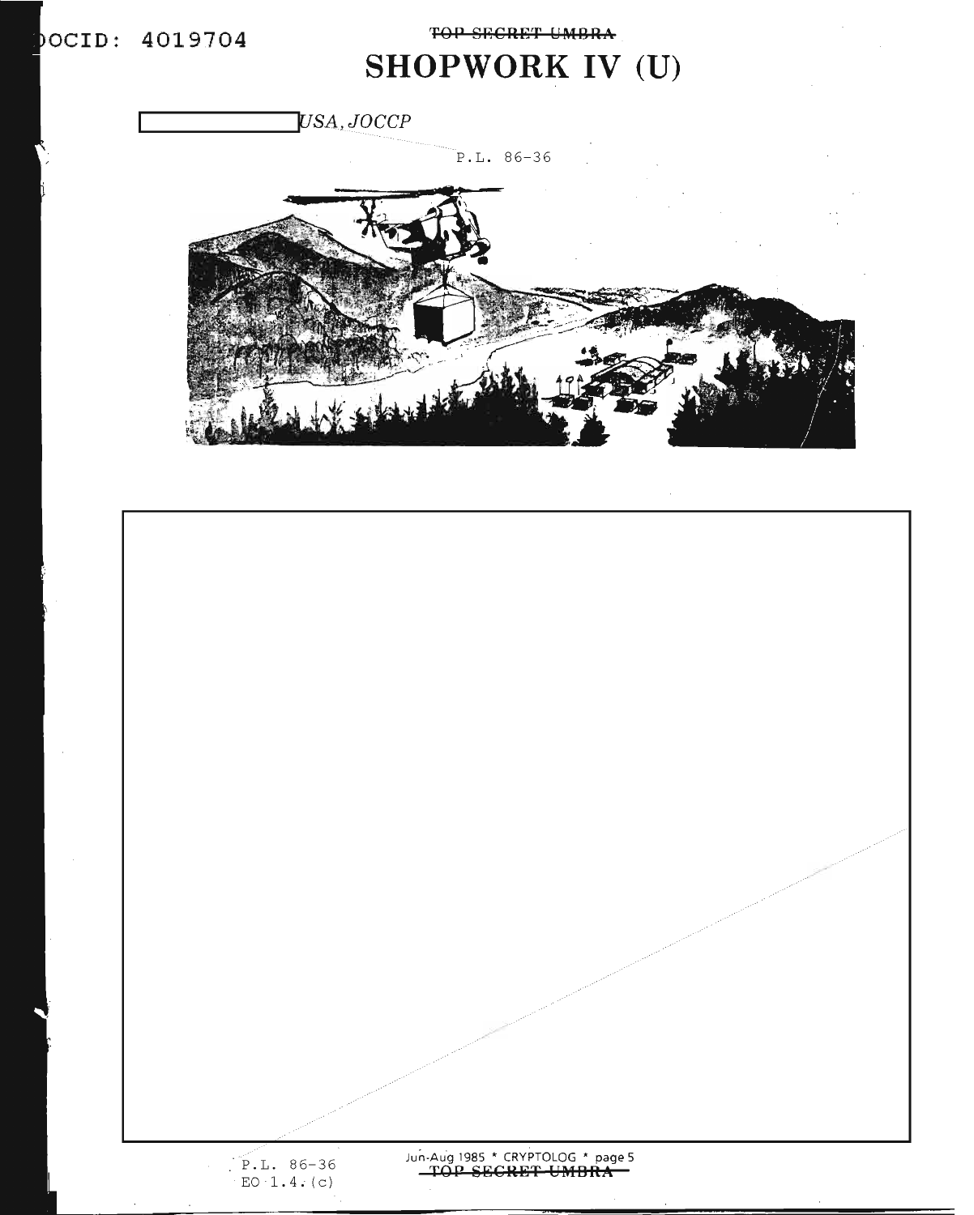# SHOPWORK IV (U)

[REDACTED] *USA, JOCCP*

P.L. 86-36

P.L. 86-36
EO 1.4.(c)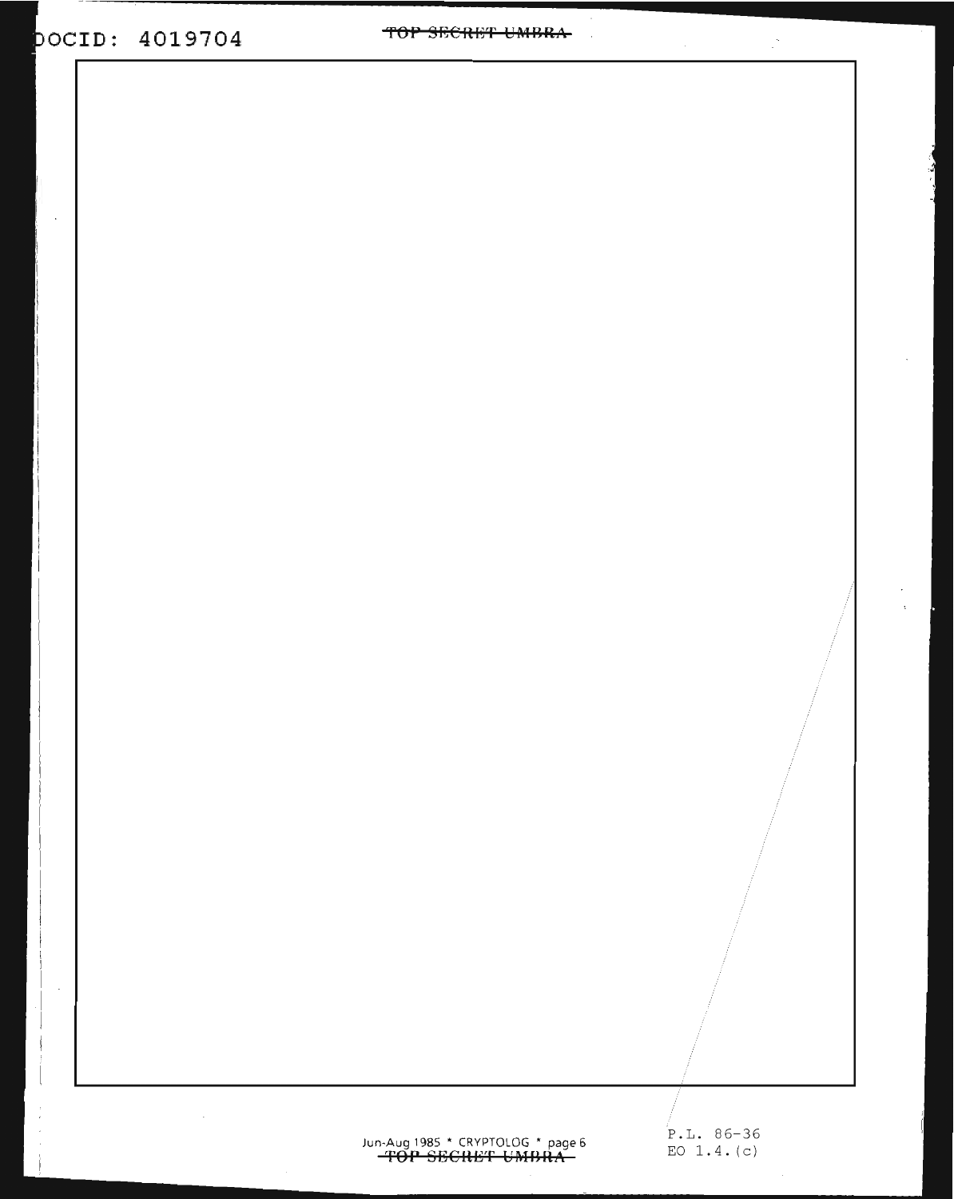P.L. 86-36
EO 1.4.(c)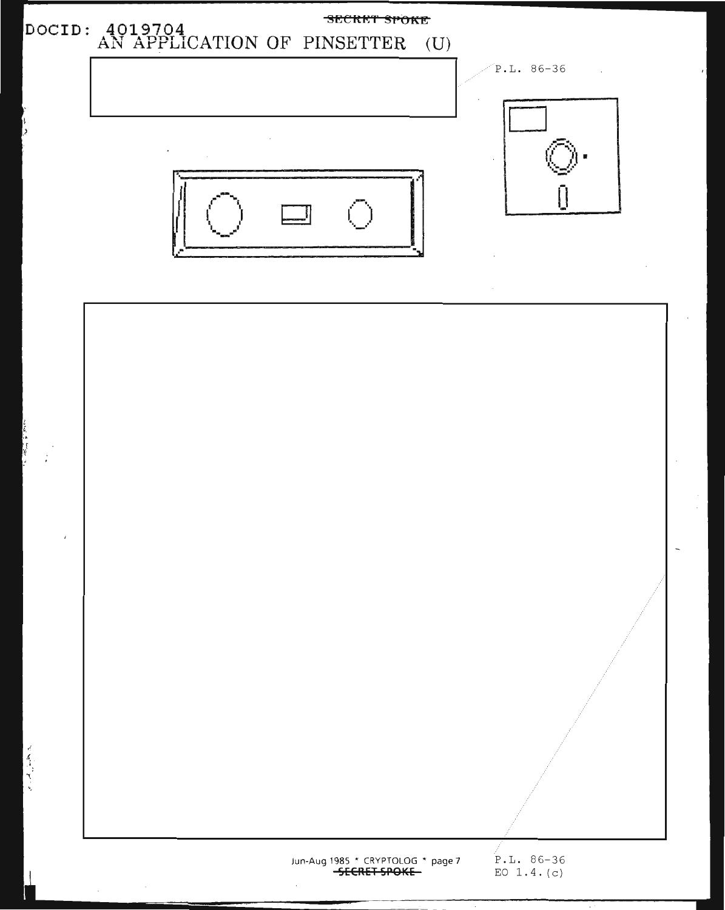DOCID: 4019704

# AN APPLICATION OF PINSETTER (U)

P.L. 86-36

P.L. 86-36
EO 1.4.(c)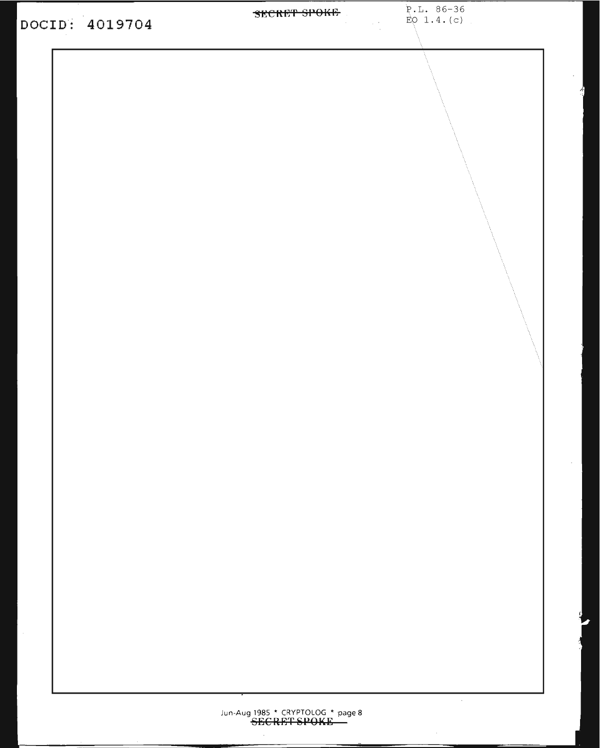DOCID: 4019704

SECRET SPOKE

P.L. 86-36
EO 1.4.(c)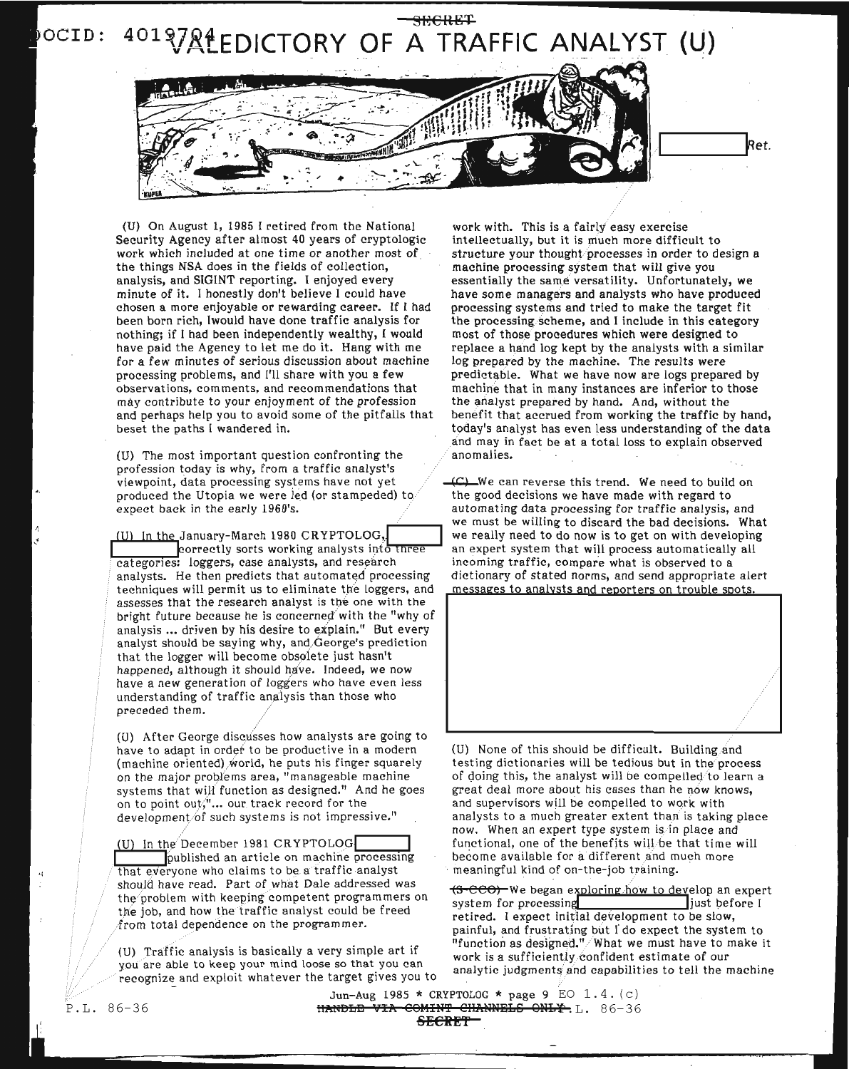# VALEDICTORY OF A TRAFFIC ANALYST (U)

Ret.

(U) On August 1, 1985 I retired from the National Security Agency after almost 40 years of cryptologic work which included at one time or another most of the things NSA does in the fields of collection, analysis, and SIGINT reporting. I enjoyed every minute of it. I honestly don't believe I could have chosen a more enjoyable or rewarding career. If I had been born rich, Iwould have done traffic analysis for nothing; if I had been independently wealthy, I would have paid the Agency to let me do it. Hang with me for a few minutes of serious discussion about machine processing problems, and I'll share with you a few observations, comments, and recommendations that may contribute to your enjoyment of the profession and perhaps help you to avoid some of the pitfalls that beset the paths I wandered in.

(U) The most important question confronting the profession today is why, from a traffic analyst's viewpoint, data processing systems have not yet produced the Utopia we were led (or stampeded) to expect back in the early 1960's.

(U) In the January-March 1980 CRYPTOLOG, correctly sorts working analysts into three categories: loggers, case analysts, and research analysts. He then predicts that automated processing techniques will permit us to eliminate the loggers, and assesses that the research analyst is the one with the bright future because he is concerned with the "why of analysis ... driven by his desire to explain." But every analyst should be saying why, and George's prediction that the logger will become obsolete just hasn't happened, although it should have. Indeed, we now have a new generation of loggers who have even less understanding of traffic analysis than those who preceded them.

(U) After George discusses how analysts are going to have to adapt in order to be productive in a modern (machine oriented) world, he puts his finger squarely on the major problems area, "manageable machine systems that will function as designed." And he goes on to point out,"... our track record for the development of such systems is not impressive."

(U) In the December 1981 CRYPTOLOG published an article on machine processing that everyone who claims to be a traffic analyst should have read. Part of what Dale addressed was the problem with keeping competent programmers on the job, and how the traffic analyst could be freed from total dependence on the programmer.

(U) Traffic analysis is basically a very simple art if you are able to keep your mind loose so that you can recognize and exploit whatever the target gives you to work with. This is a fairly easy exercise intellectually, but it is much more difficult to structure your thought processes in order to design a machine processing system that will give you essentially the same versatility. Unfortunately, we have some managers and analysts who have produced processing systems and tried to make the target fit the processing scheme, and I include in this category most of those procedures which were designed to replace a hand log kept by the analysts with a similar log prepared by the machine. The results were predictable. What we have now are logs prepared by machine that in many instances are inferior to those the analyst prepared by hand. And, without the benefit that accrued from working the traffic by hand, today's analyst has even less understanding of the data and may in fact be at a total loss to explain observed anomalies.

~~(C)~~ We can reverse this trend. We need to build on the good decisions we have made with regard to automating data processing for traffic analysis, and we must be willing to discard the bad decisions. What we really need to do now is to get on with developing an expert system that will process automatically all incoming traffic, compare what is observed to a dictionary of stated norms, and send appropriate alert messages to analysts and reporters on trouble spots.

(U) None of this should be difficult. Building and testing dictionaries will be tedious but in the process of doing this, the analyst will be compelled to learn a great deal more about his cases than he now knows, and supervisors will be compelled to work with analysts to a much greater extent than is taking place now. When an expert type system is in place and functional, one of the benefits will be that time will become available for a different and much more meaningful kind of on-the-job training.

~~(S-CCO)~~ We began exploring how to develop an expert system for processing just before I retired. I expect initial development to be slow, painful, and frustrating but I do expect the system to "function as designed." What we must have to make it work is a sufficiently confident estimate of our analytic judgments and capabilities to tell the machine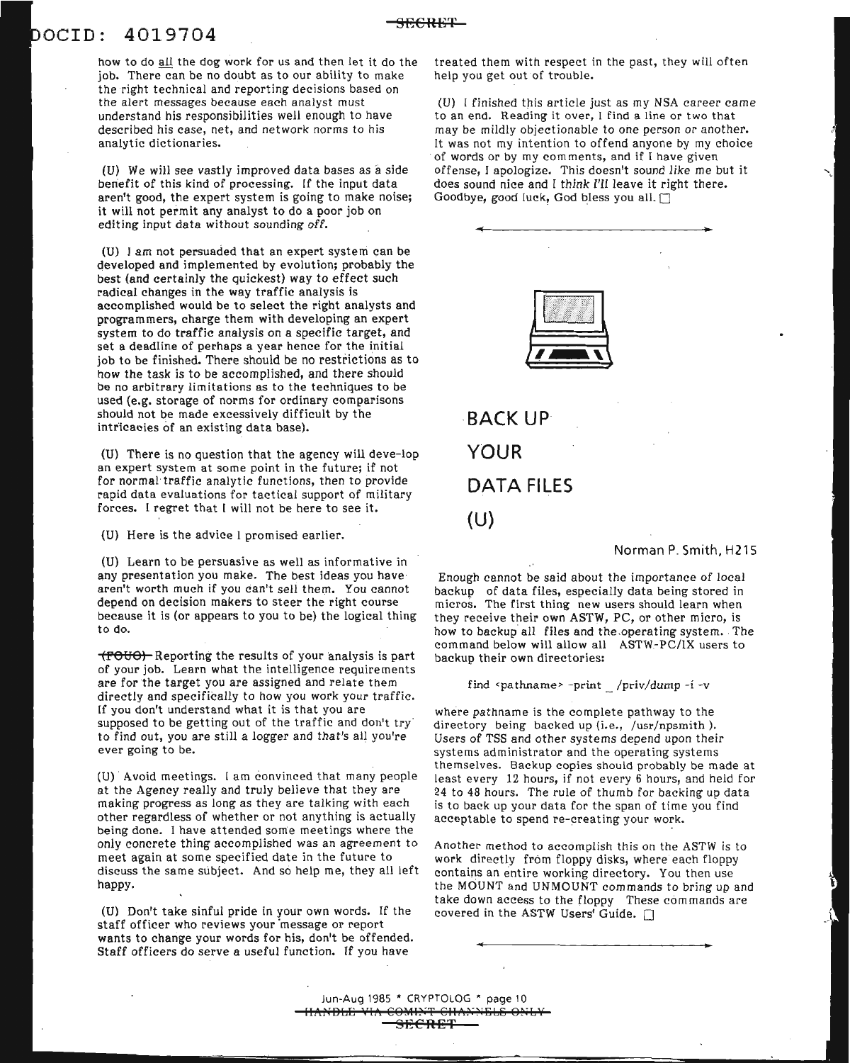how to do all the dog work for us and then let it do the job. There can be no doubt as to our ability to make the right technical and reporting decisions based on the alert messages because each analyst must understand his responsibilities well enough to have described his case, net, and network norms to his analytic dictionaries.

(U) We will see vastly improved data bases as a side benefit of this kind of processing. If the input data aren't good, the expert system is going to make noise; it will not permit any analyst to do a poor job on editing input data without sounding *off*.

(U) I am not persuaded that an expert system can be developed and implemented by evolution; probably the best (and certainly the quickest) way to effect such radical changes in the way traffic analysis is accomplished would be to select the right analysts and programmers, charge them with developing an expert system to do traffic analysis on a specific target, and set a deadline of perhaps a year hence for the initial job to be finished. There should be no restrictions as to how the task is to be accomplished, and there should be no arbitrary limitations as to the techniques to be used (e.g. storage of norms for ordinary comparisons should not be made excessively difficult by the intricacies of an existing data base).

(U) There is no question that the agency will deve-lop an expert system at some point in the future; if not for normal traffic analytic functions, then to provide rapid data evaluations for tactical support of military forces. I regret that I will not be here to see it.

(U) Here is the advice I promised earlier.

(U) Learn to be persuasive as well as informative in any presentation you make. The best ideas you have aren't worth much if you can't sell them. You cannot depend on decision makers to steer the right course because it is (or appears to you to be) the logical thing to do.

~~(FOUO)~~ Reporting the results of your analysis is part of your job. Learn what the intelligence requirements are for the target you are assigned and relate them directly and specifically to how you work your traffic. If you don't understand what it is that you are supposed to be getting out of the traffic and don't try to find out, you are still a logger and *that's* all you're ever going to be.

(U) Avoid meetings. I am convinced that many people at the Agency really and truly believe that they are making progress as long as they are talking with each other regardless of whether or not anything is actually being done. I have attended some meetings where the only concrete thing accomplished was an agreement to meet again at some specified date in the future to discuss the same subject. And so help me, they all left happy.

(U) Don't take sinful pride in your own words. If the staff officer who reviews your message or report wants to change your words for his, don't be offended. Staff officers do serve a useful function. If you have treated them with respect in the past, they will often help you get out of trouble.

(U) I finished this article just as my NSA career came to an end. Reading it over, I find a line or two that may be mildly objectionable to one person or another. It was not my intention to offend anyone by my choice of words or by my comments, and if I have given offense, I apologize. This doesn't sound *like* me but it does sound nice and I *think I'll* leave it right there. Goodbye, good luck, God bless you all. □

## BACK UP YOUR DATA FILES (U)

Norman P. Smith, H215

Enough cannot be said about the importance of local backup of data files, especially data being stored in micros. The first thing new users should learn when they receive their own ASTW, PC, or other micro, is how to backup all files and the operating system. The command below will allow all ASTW-PC/IX users to backup their own directories:

```
find <pathname> -print _ /priv/dump -i -v
```

where pathname is the complete pathway to the directory being backed up (i.e., /usr/npsmith ). Users of TSS and other systems depend upon their systems administrator and the operating systems themselves. Backup copies should probably be made at least every 12 hours, if not every 6 hours, and held for 24 to 48 hours. The rule of thumb for backing up data is to back up your data for the span of time you find acceptable to spend re-creating your work.

Another method to accomplish this on the ASTW is to work directly from floppy disks, where each floppy contains an entire working directory. You then use the MOUNT and UNMOUNT commands to bring up and take down access to the floppy These commands are covered in the ASTW Users' Guide. □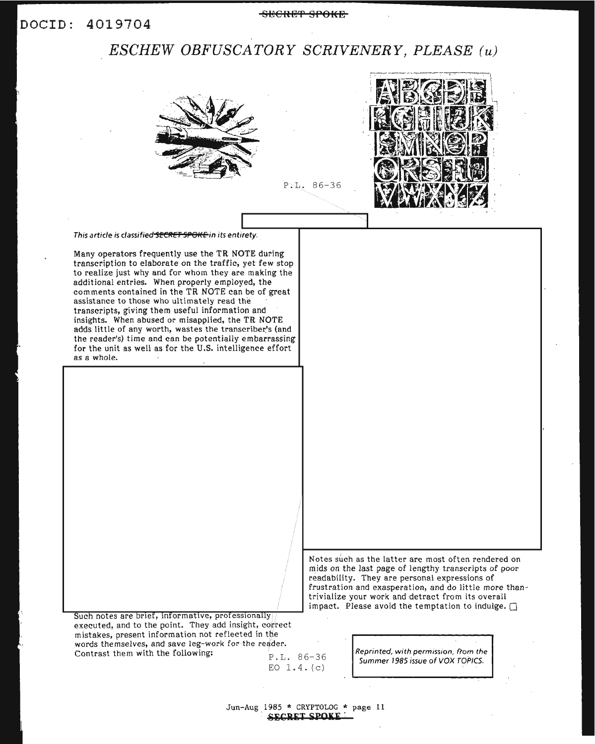# *ESCHEW OBFUSCATORY SCRIVENERY, PLEASE (u)*

P.L. 86-36

*This article is classified ~~SECRET SPOKE~~ in its entirety.*

Many operators frequently use the TR NOTE during transcription to elaborate on the traffic, yet few stop to realize just why and for whom they are making the additional entries. When properly employed, the comments contained in the TR NOTE can be of great assistance to those who ultimately read the transcripts, giving them useful information and insights. When abused or misapplied, the TR NOTE adds little of any worth, wastes the transcriber's (and the reader's) time and can be potentially embarrassing for the unit as well as for the U.S. intelligence effort as a whole.

Such notes are brief, informative, professionally executed, and to the point. They add insight, correct mistakes, present information not reflected in the words themselves, and save leg-work for the reader. Contrast them with the following:

P.L. 86-36
EO 1.4.(c)

Notes such as the latter are most often rendered on mids on the last page of lengthy transcripts of poor readability. They are personal expressions of frustration and exasperation, and do little more than trivialize your work and detract from its overall impact. Please avoid the temptation to indulge. ☐

*Reprinted, with permission, from the Summer 1985 issue of VOX TOPICS.*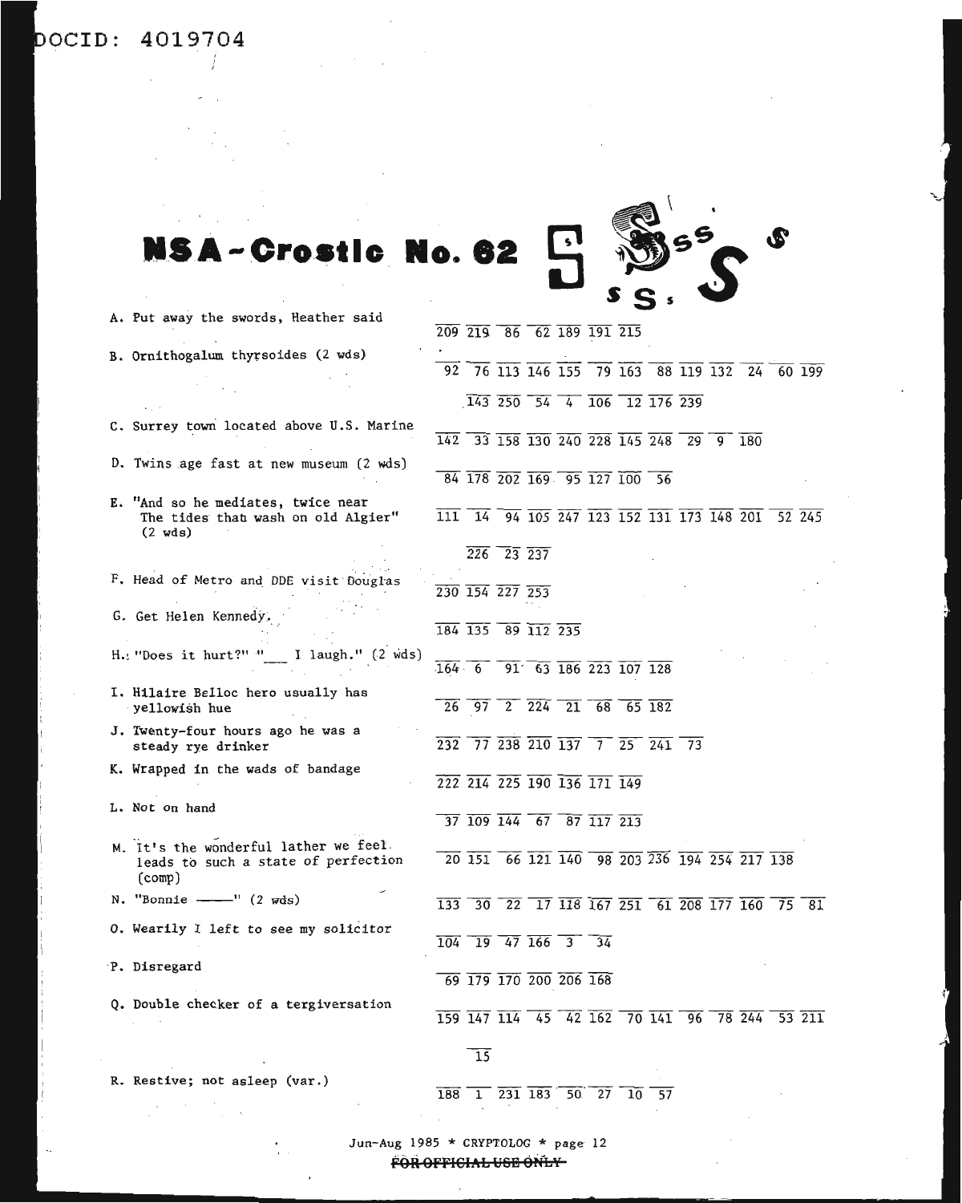DOCID: 4019704

# NSA-Crostic No. 62

A. Put away the swords, Heather said
209 219 86 62 189 191 215

B. Ornithogalum thyrsoides (2 wds)
92 76 113 146 155 79 163 88 119 132 24 60 199 143 250 54 4 106 12 176 239

C. Surrey town located above U.S. Marine
142 33 158 130 240 228 145 248 29 9 180

D. Twins age fast at new museum (2 wds)
84 178 202 169 95 127 100 56

E. "And so he mediates, twice near The tides that wash on old Algier" (2 wds)
111 14 94 105 247 123 152 131 173 148 201 52 245 226 23 237

F. Head of Metro and DDE visit Douglas
230 154 227 253

G. Get Helen Kennedy.
184 135 89 112 235

H. "Does it hurt?" "___ I laugh." (2 wds)
164 6 91 63 186 223 107 128

I. Hilaire Belloc hero usually has yellowish hue
26 97 2 224 21 68 65 182

J. Twenty-four hours ago he was a steady rye drinker
232 77 238 210 137 7 25 241 73

K. Wrapped in the wads of bandage
222 214 225 190 136 171 149

L. Not on hand
37 109 144 67 87 117 213

M. It's the wonderful lather we feel leads to such a state of perfection (comp)
20 151 66 121 140 98 203 236 194 254 217 138

N. "Bonnie ———" (2 wds)
133 30 22 17 118 167 251 61 208 177 160 75 81

O. Wearily I left to see my solicitor
104 19 47 166 3 34

P. Disregard
69 179 170 200 206 168

Q. Double checker of a tergiversation
159 147 114 45 42 162 70 141 96 78 244 53 211 15

R. Restive; not asleep (var.)
188 1 231 183 50 27 10 57

Jun-Aug 1985 * CRYPTOLOG * page 12

~~FOR OFFICIAL USE ONLY~~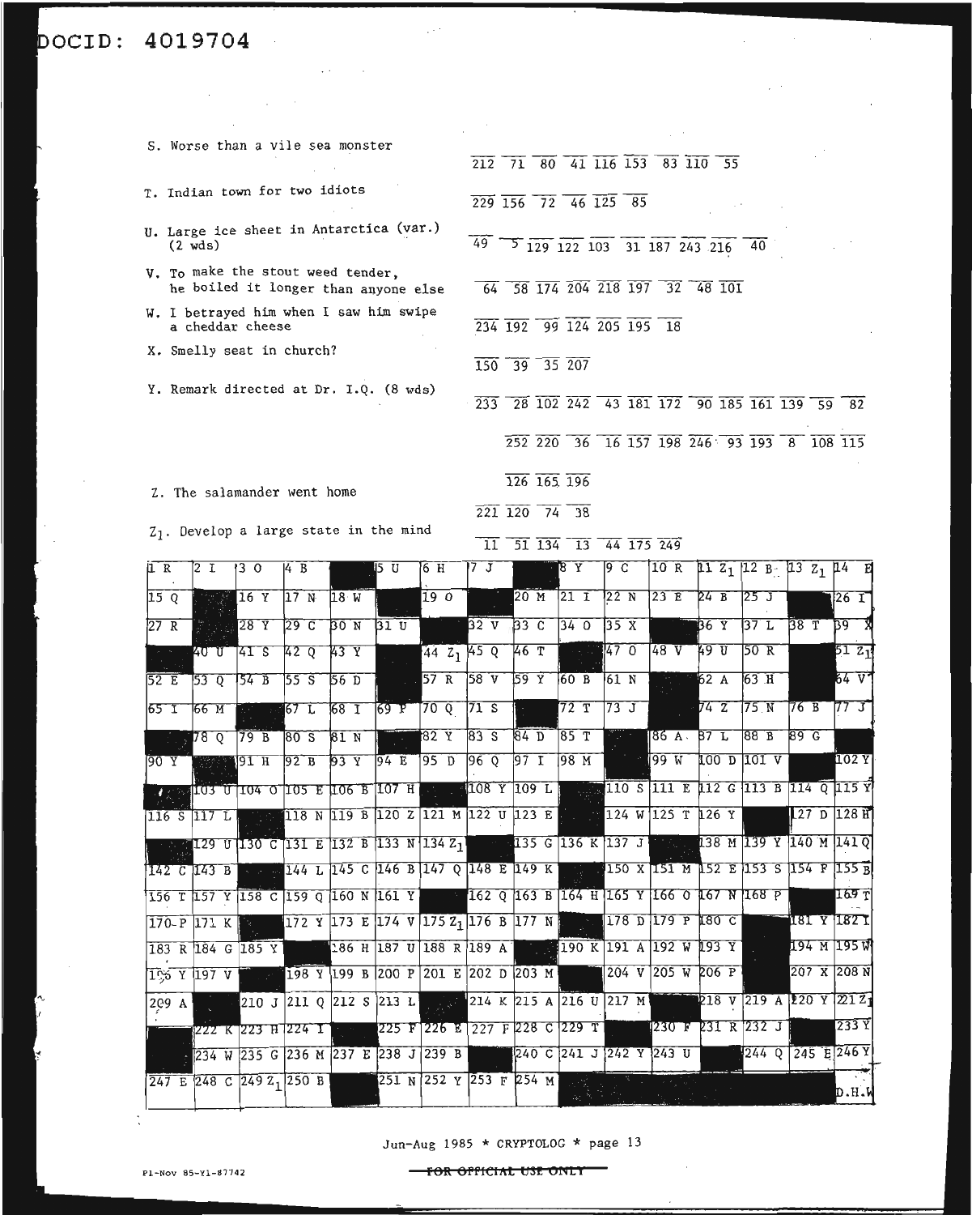S. Worse than a vile sea monster — 212 71 80 41 116 153 83 110 55

T. Indian town for two idiots — 229 156 72 46 125 85

U. Large ice sheet in Antarctica (var.) (2 wds) — 49 5 129 122 103 31 187 243 216 40

V. To make the stout weed tender, he boiled it longer than anyone else — 64 58 174 204 218 197 32 48 101

W. I betrayed him when I saw him swipe a cheddar cheese — 234 192 99 124 205 195 18

X. Smelly seat in church? — 150 39 35 207

Y. Remark directed at Dr. I.Q. (8 wds) — 233 28 102 242 43 181 172 90 185 161 139 59 82 252 220 36 16 157 198 246 93 193 8 108 115 126 165 196

Z. The salamander went home — 221 120 74 38

$Z_1$. Develop a large state in the mind — 11 51 134 13 44 175 249

| 1 R | 2 I | 3 O | 4 B | ■ | 5 U | 6 H | 7 J | ■ | 8 Y | 9 C | 10 R | 11 $Z_1$ | 12 B | 13 $Z_1$ | 14 E |
|---|---|---|---|---|---|---|---|---|---|---|---|---|---|---|---|
| 15 Q | ■ | 16 Y | 17 N | 18 W | ■ | 19 O | ■ | 20 M | 21 I | 22 N | 23 E | 24 B | 25 J | ■ | 26 I |
| 27 R | ■ | 28 Y | 29 C | 30 N | 31 U | ■ | 32 V | 33 C | 34 O | 35 X | ■ | 36 Y | 37 L | 38 T | 39 X |
| ■ | 40 U | 41 S | 42 Q | 43 Y | ■ | 44 $Z_1$ | 45 Q | 46 T | ■ | 47 O | 48 V | 49 U | 50 R | ■ | 51 $Z_1$ |
| 52 E | 53 Q | 54 B | 55 S | 56 D | ■ | 57 R | 58 V | 59 Y | 60 B | 61 N | ■ | 62 A | 63 H | ■ | 64 V |
| 65 I | 66 M | ■ | 67 L | 68 I | 69 P | 70 Q | 71 S | ■ | 72 T | 73 J | ■ | 74 Z | 75 N | 76 B | 77 J |
| ■ | 78 Q | 79 B | 80 S | 81 N | ■ | 82 Y | 83 S | 84 D | 85 T | ■ | 86 A | 87 L | 88 B | 89 G | ■ |
| 90 Y | ■ | 91 H | 92 B | 93 Y | 94 E | 95 D | 96 Q | 97 I | 98 M | ■ | 99 W | 100 D | 101 V | ■ | 102 Y |
| ■ | 103 U | 104 O | 105 E | 106 B | 107 H | ■ | 108 Y | 109 L | ■ | 110 S | 111 E | 112 G | 113 B | 114 Q | 115 Y |
| 116 S | 117 L | ■ | 118 N | 119 B | 120 Z | 121 M | 122 U | 123 E | ■ | 124 W | 125 T | 126 Y | ■ | 127 D | 128 H |
| ■ | 129 U | 130 C | 131 E | 132 B | 133 N | 134 $Z_1$ | ■ | 135 G | 136 K | 137 J | ■ | 138 M | 139 Y | 140 M | 141 Q |
| 142 C | 143 B | ■ | 144 L | 145 C | 146 B | 147 Q | 148 E | 149 K | ■ | 150 X | 151 M | 152 E | 153 S | 154 F | 155 B |
| 156 T | 157 Y | 158 C | 159 Q | 160 N | 161 Y | ■ | 162 Q | 163 B | 164 H | 165 Y | 166 O | 167 N | 168 P | ■ | 169 T |
| 170 P | 171 K | ■ | 172 Y | 173 E | 174 V | 175 $Z_1$ | 176 B | 177 N | ■ | 178 D | 179 P | 180 C | ■ | 181 Y | 182 I |
| 183 R | 184 G | 185 Y | ■ | 186 H | 187 U | 188 R | 189 A | ■ | 190 K | 191 A | 192 W | 193 Y | ■ | 194 M | 195 W |
| 196 Y | 197 V | ■ | 198 Y | 199 B | 200 P | 201 E | 202 D | 203 M | ■ | 204 V | 205 W | 206 P | ■ | 207 X | 208 N |
| 209 A | ■ | 210 J | 211 Q | 212 S | 213 L | ■ | 214 K | 215 A | 216 U | 217 M | ■ | 218 V | 219 A | 220 Y | 221 Z |
| ■ | 222 K | 223 H | 224 I | ■ | 225 F | 226 E | 227 F | 228 C | 229 T | ■ | 230 F | 231 R | 232 J | ■ | 233 Y |
| ■ | 234 W | 235 G | 236 M | 237 E | 238 J | 239 B | ■ | 240 C | 241 J | 242 Y | 243 U | ■ | 244 Q | 245 E | 246 Y |
| 247 E | 248 C | 249 $Z_1$ | 250 B | ■ | 251 N | 252 Y | 253 F | 254 M | ■ | ■ | ■ | ■ | ■ | ■ | D.H.W. |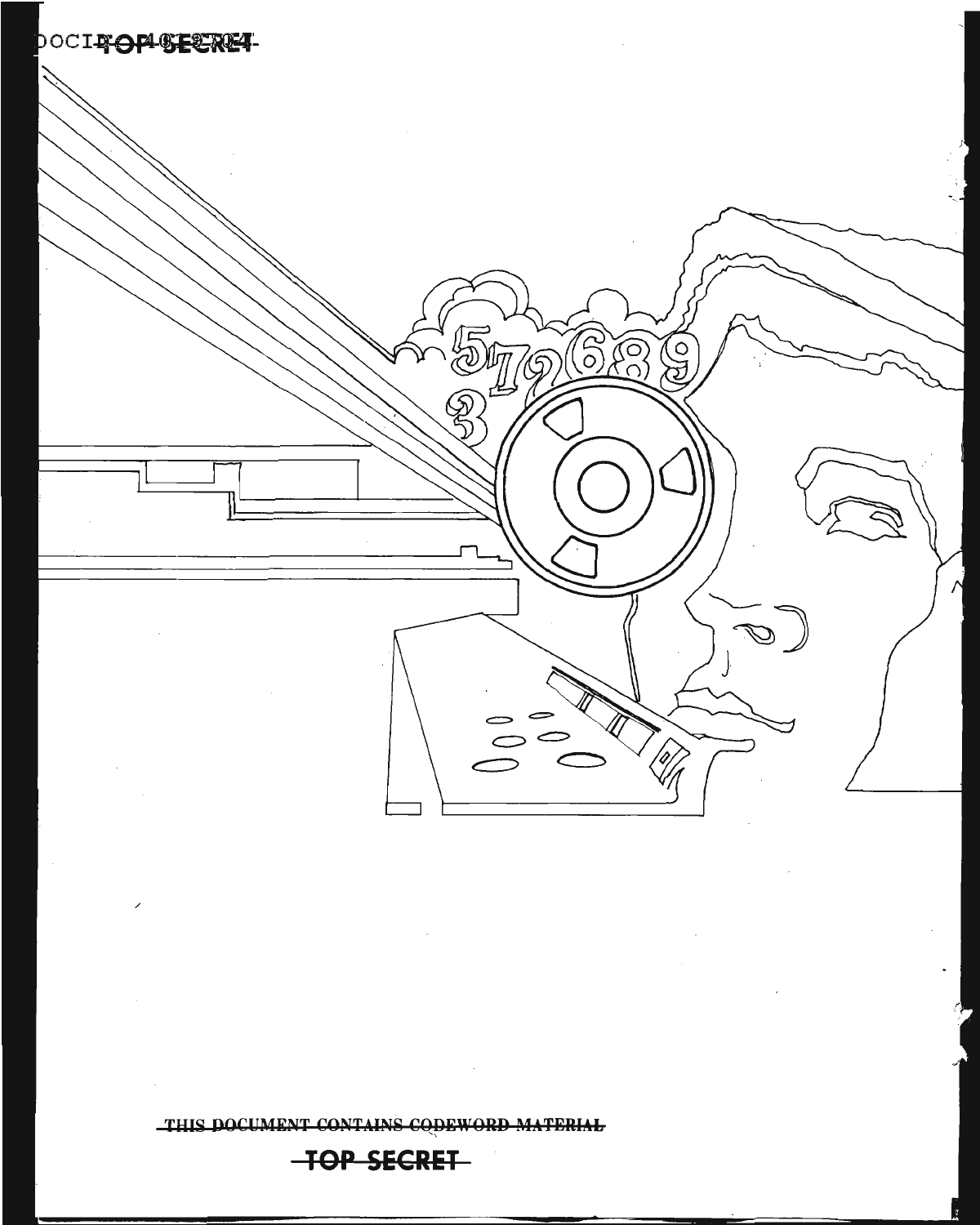THIS DOCUMENT CONTAINS CODEWORD MATERIAL

TOP SECRET